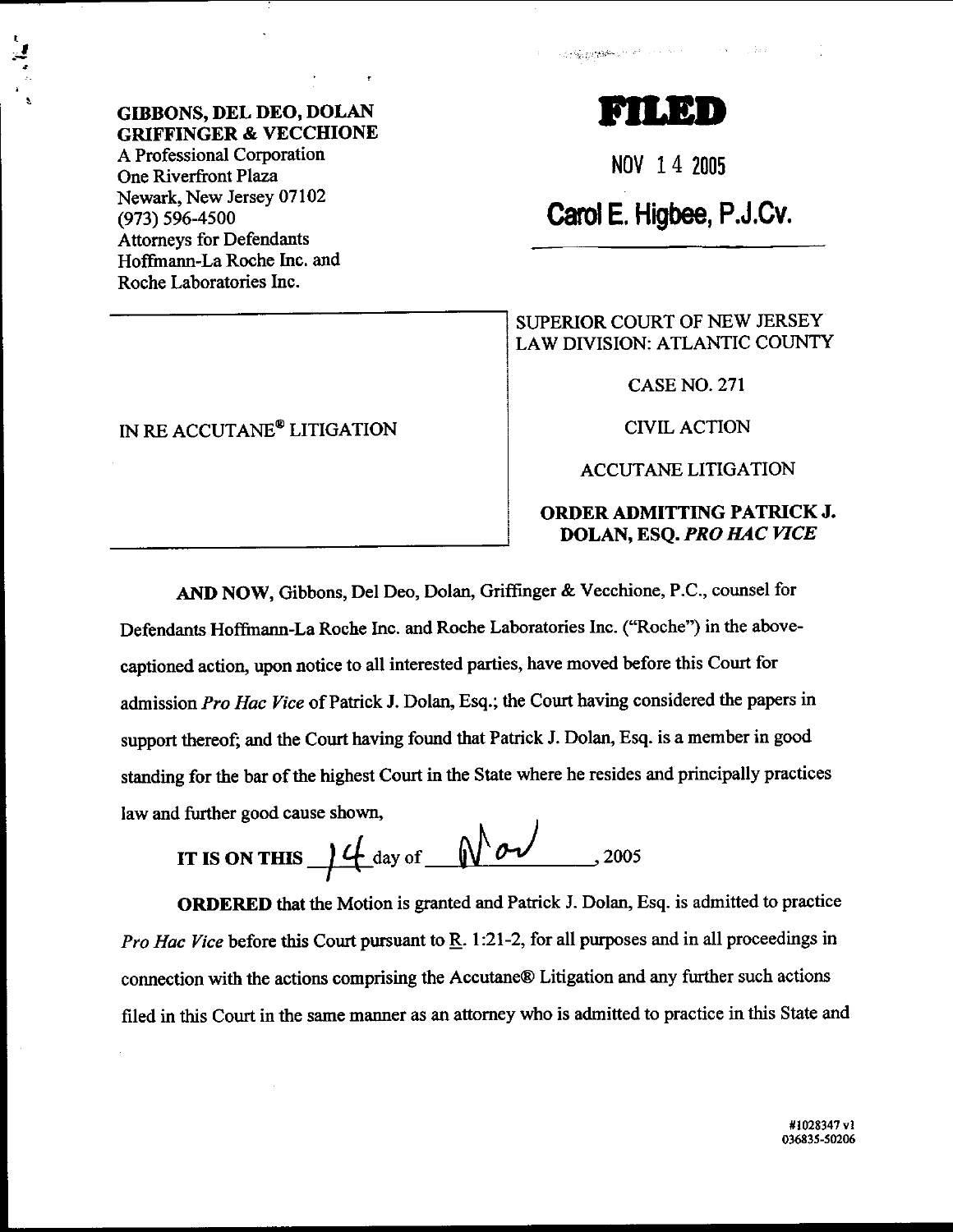**GIBBONS, DEL DEO, DOLAN GRIFFINGER & VECCHIONE**
A Professional Corporation
One Riverfront Plaza
Newark, New Jersey 07102
(973) 596-4500
Attorneys for Defendants
Hoffmann-La Roche Inc. and
Roche Laboratories Inc.

**FILED**

NOV 14 2005

**Carol E. Higbee, P.J.Cv.**

| | |
|---|---|
| IN RE ACCUTANE® LITIGATION | SUPERIOR COURT OF NEW JERSEY<br>LAW DIVISION: ATLANTIC COUNTY<br><br>CASE NO. 271<br><br>CIVIL ACTION<br><br>ACCUTANE LITIGATION<br><br>**ORDER ADMITTING PATRICK J. DOLAN, ESQ. *PRO HAC VICE*** |

**AND NOW**, Gibbons, Del Deo, Dolan, Griffinger & Vecchione, P.C., counsel for Defendants Hoffmann-La Roche Inc. and Roche Laboratories Inc. ("Roche") in the above-captioned action, upon notice to all interested parties, have moved before this Court for admission *Pro Hac Vice* of Patrick J. Dolan, Esq.; the Court having considered the papers in support thereof; and the Court having found that Patrick J. Dolan, Esq. is a member in good standing for the bar of the highest Court in the State where he resides and principally practices law and further good cause shown,

**IT IS ON THIS** 14 day of Nov, 2005

**ORDERED** that the Motion is granted and Patrick J. Dolan, Esq. is admitted to practice *Pro Hac Vice* before this Court pursuant to R. 1:21-2, for all purposes and in all proceedings in connection with the actions comprising the Accutane® Litigation and any further such actions filed in this Court in the same manner as an attorney who is admitted to practice in this State and

#1028347 v1
036835-50206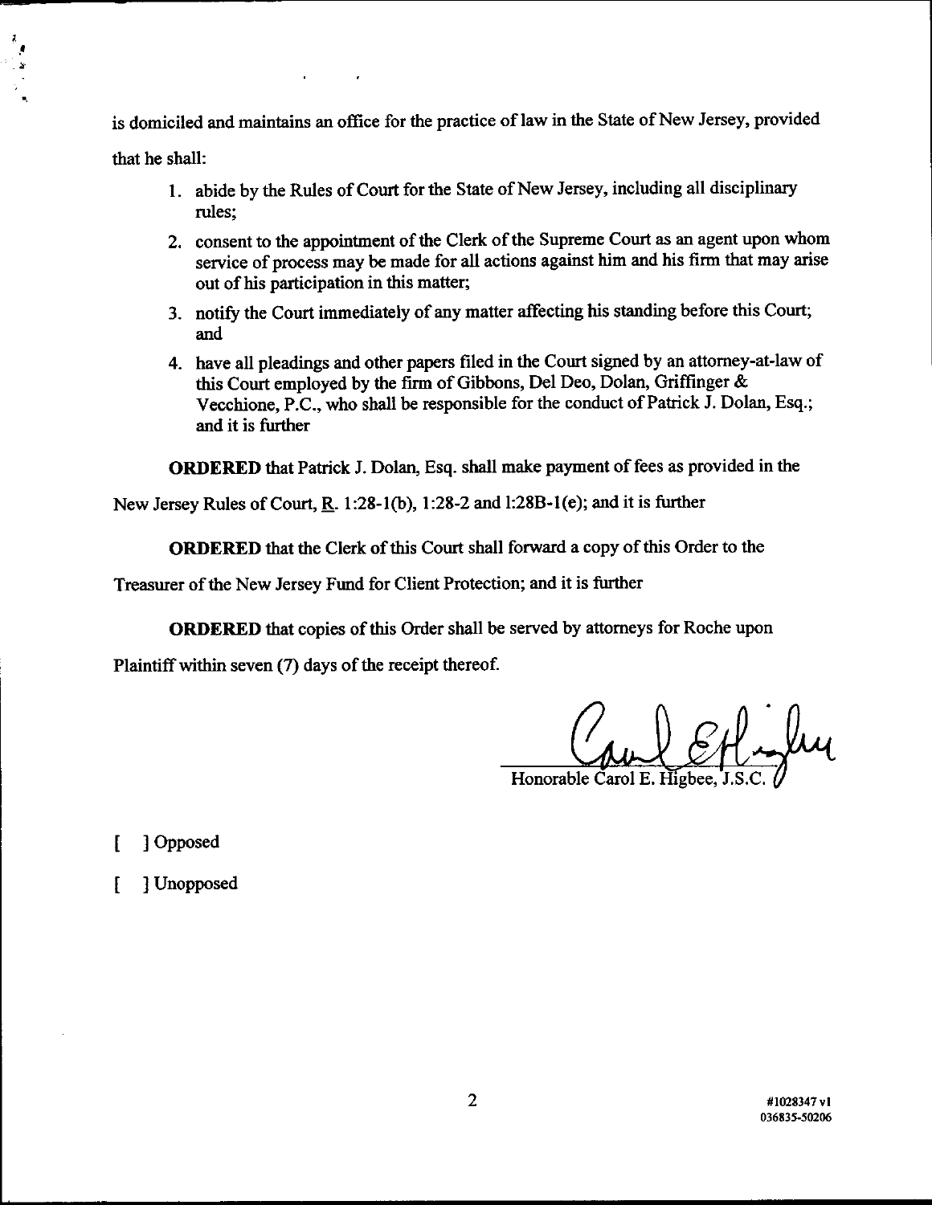is domiciled and maintains an office for the practice of law in the State of New Jersey, provided that he shall:

1. abide by the Rules of Court for the State of New Jersey, including all disciplinary rules;
2. consent to the appointment of the Clerk of the Supreme Court as an agent upon whom service of process may be made for all actions against him and his firm that may arise out of his participation in this matter;
3. notify the Court immediately of any matter affecting his standing before this Court; and
4. have all pleadings and other papers filed in the Court signed by an attorney-at-law of this Court employed by the firm of Gibbons, Del Deo, Dolan, Griffinger & Vecchione, P.C., who shall be responsible for the conduct of Patrick J. Dolan, Esq.; and it is further

**ORDERED** that Patrick J. Dolan, Esq. shall make payment of fees as provided in the New Jersey Rules of Court, R. 1:28-1(b), 1:28-2 and 1:28B-1(e); and it is further

**ORDERED** that the Clerk of this Court shall forward a copy of this Order to the Treasurer of the New Jersey Fund for Client Protection; and it is further

**ORDERED** that copies of this Order shall be served by attorneys for Roche upon Plaintiff within seven (7) days of the receipt thereof.

Honorable Carol E. Higbee, J.S.C.

[ ] Opposed

[ ] Unopposed

#1028347 v1
036835-50206